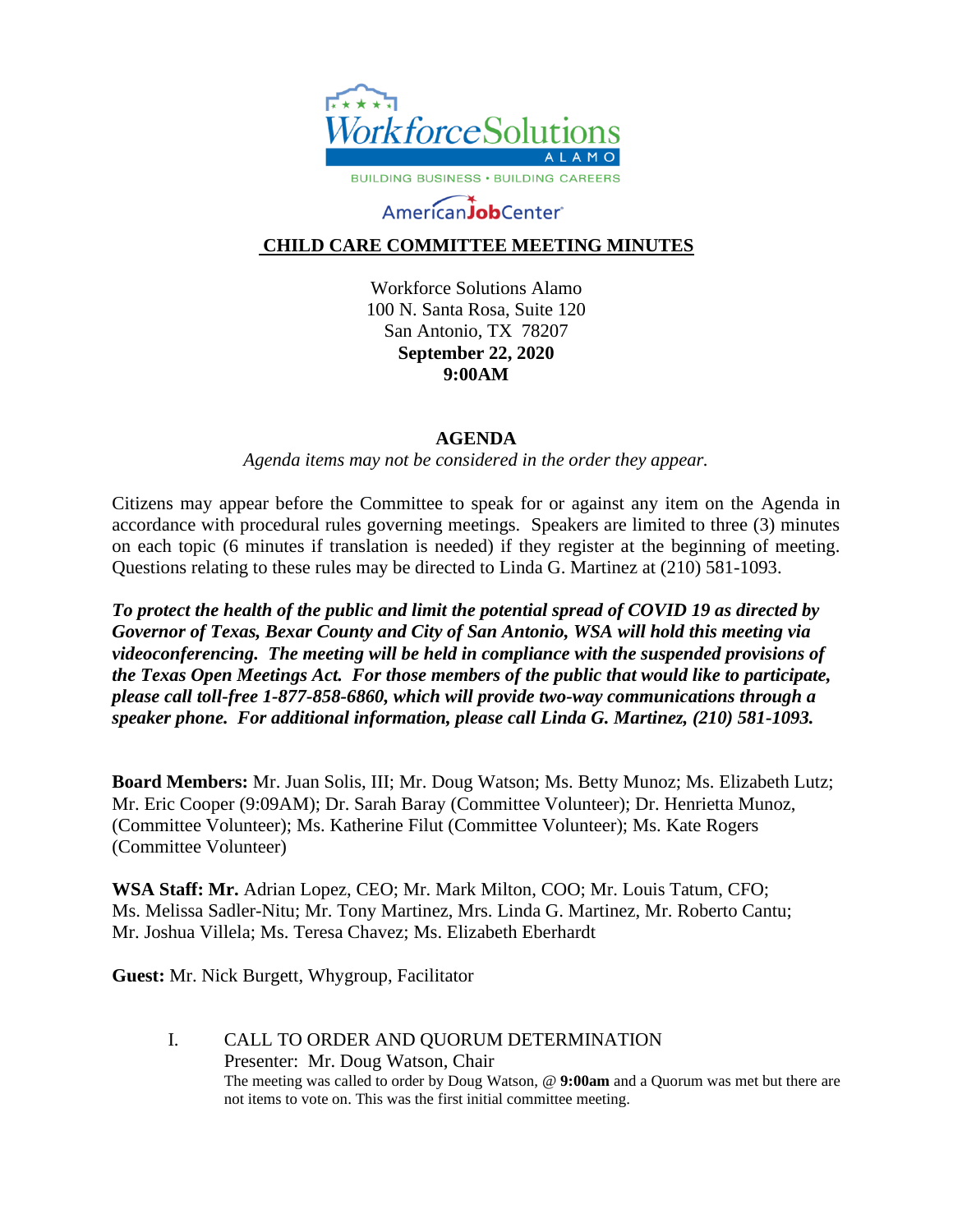Workforce Solutions ALAMO

BUILDING BUSINESS • BUILDING CAREERS

AmericanJobCenter

# CHILD CARE COMMITTEE MEETING MINUTES

Workforce Solutions Alamo
100 N. Santa Rosa, Suite 120
San Antonio, TX 78207
**September 22, 2020**
**9:00AM**

## AGENDA

*Agenda items may not be considered in the order they appear.*

Citizens may appear before the Committee to speak for or against any item on the Agenda in accordance with procedural rules governing meetings. Speakers are limited to three (3) minutes on each topic (6 minutes if translation is needed) if they register at the beginning of meeting. Questions relating to these rules may be directed to Linda G. Martinez at (210) 581-1093.

***To protect the health of the public and limit the potential spread of COVID 19 as directed by Governor of Texas, Bexar County and City of San Antonio, WSA will hold this meeting via videoconferencing. The meeting will be held in compliance with the suspended provisions of the Texas Open Meetings Act. For those members of the public that would like to participate, please call toll-free 1-877-858-6860, which will provide two-way communications through a speaker phone. For additional information, please call Linda G. Martinez, (210) 581-1093.***

**Board Members:** Mr. Juan Solis, III; Mr. Doug Watson; Ms. Betty Munoz; Ms. Elizabeth Lutz; Mr. Eric Cooper (9:09AM); Dr. Sarah Baray (Committee Volunteer); Dr. Henrietta Munoz, (Committee Volunteer); Ms. Katherine Filut (Committee Volunteer); Ms. Kate Rogers (Committee Volunteer)

**WSA Staff: Mr.** Adrian Lopez, CEO; Mr. Mark Milton, COO; Mr. Louis Tatum, CFO; Ms. Melissa Sadler-Nitu; Mr. Tony Martinez, Mrs. Linda G. Martinez, Mr. Roberto Cantu; Mr. Joshua Villela; Ms. Teresa Chavez; Ms. Elizabeth Eberhardt

**Guest:** Mr. Nick Burgett, Whygroup, Facilitator

I. CALL TO ORDER AND QUORUM DETERMINATION
Presenter: Mr. Doug Watson, Chair
The meeting was called to order by Doug Watson, @ **9:00am** and a Quorum was met but there are not items to vote on. This was the first initial committee meeting.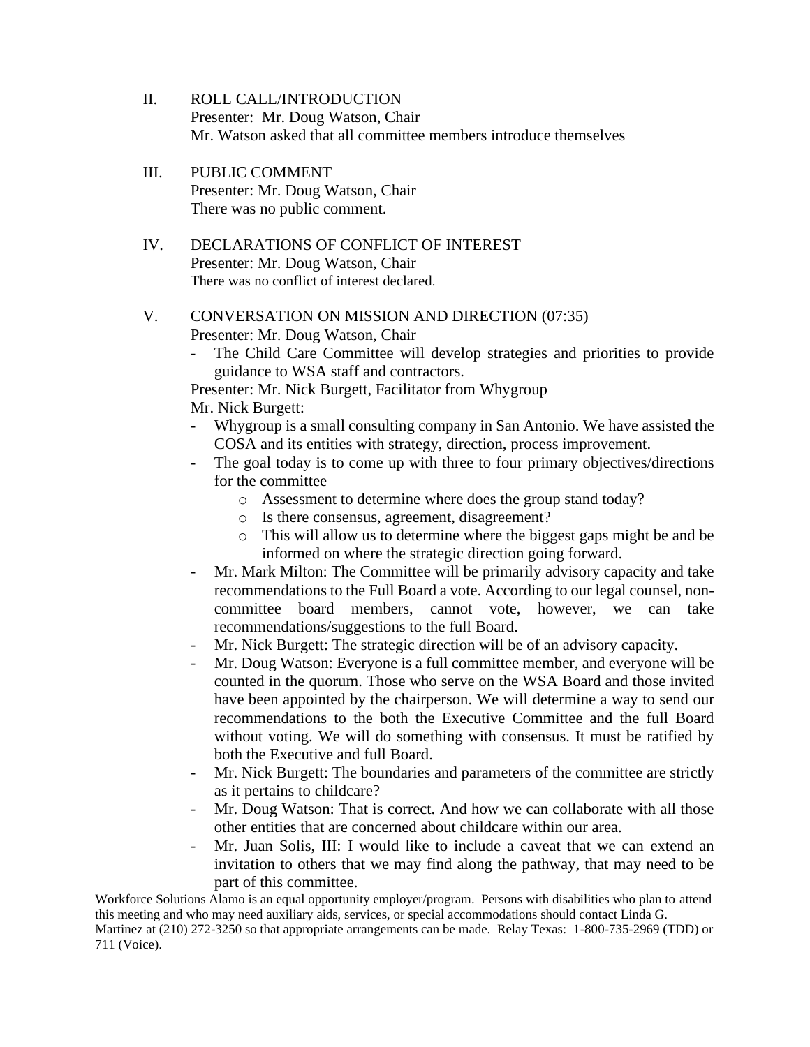II. ROLL CALL/INTRODUCTION
Presenter: Mr. Doug Watson, Chair
Mr. Watson asked that all committee members introduce themselves

III. PUBLIC COMMENT
Presenter: Mr. Doug Watson, Chair
There was no public comment.

IV. DECLARATIONS OF CONFLICT OF INTEREST
Presenter: Mr. Doug Watson, Chair
There was no conflict of interest declared.

V. CONVERSATION ON MISSION AND DIRECTION (07:35)
Presenter: Mr. Doug Watson, Chair

- The Child Care Committee will develop strategies and priorities to provide guidance to WSA staff and contractors.

Presenter: Mr. Nick Burgett, Facilitator from Whygroup
Mr. Nick Burgett:

- Whygroup is a small consulting company in San Antonio. We have assisted the COSA and its entities with strategy, direction, process improvement.
- The goal today is to come up with three to four primary objectives/directions for the committee
  - Assessment to determine where does the group stand today?
  - Is there consensus, agreement, disagreement?
  - This will allow us to determine where the biggest gaps might be and be informed on where the strategic direction going forward.
- Mr. Mark Milton: The Committee will be primarily advisory capacity and take recommendations to the Full Board a vote. According to our legal counsel, non-committee board members, cannot vote, however, we can take recommendations/suggestions to the full Board.
- Mr. Nick Burgett: The strategic direction will be of an advisory capacity.
- Mr. Doug Watson: Everyone is a full committee member, and everyone will be counted in the quorum. Those who serve on the WSA Board and those invited have been appointed by the chairperson. We will determine a way to send our recommendations to the both the Executive Committee and the full Board without voting. We will do something with consensus. It must be ratified by both the Executive and full Board.
- Mr. Nick Burgett: The boundaries and parameters of the committee are strictly as it pertains to childcare?
- Mr. Doug Watson: That is correct. And how we can collaborate with all those other entities that are concerned about childcare within our area.
- Mr. Juan Solis, III: I would like to include a caveat that we can extend an invitation to others that we may find along the pathway, that may need to be part of this committee.

Workforce Solutions Alamo is an equal opportunity employer/program. Persons with disabilities who plan to attend this meeting and who may need auxiliary aids, services, or special accommodations should contact Linda G. Martinez at (210) 272-3250 so that appropriate arrangements can be made. Relay Texas: 1-800-735-2969 (TDD) or 711 (Voice).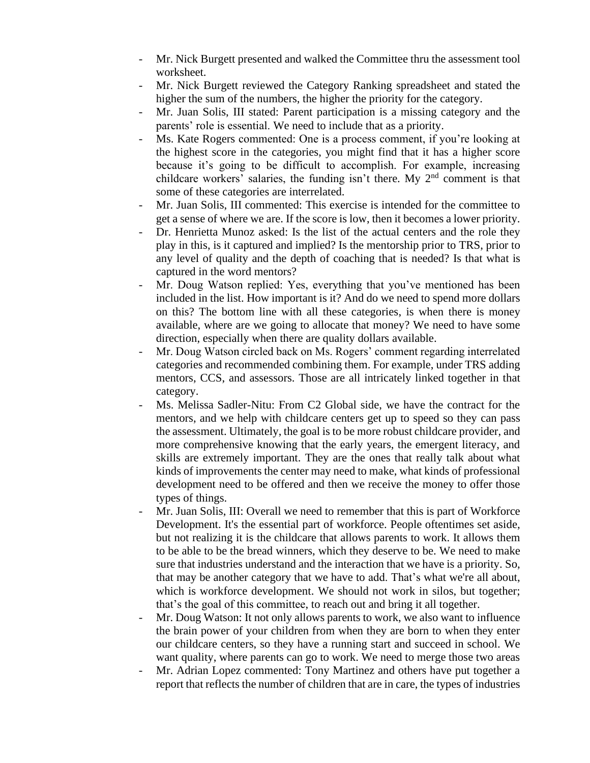- Mr. Nick Burgett presented and walked the Committee thru the assessment tool worksheet.
- Mr. Nick Burgett reviewed the Category Ranking spreadsheet and stated the higher the sum of the numbers, the higher the priority for the category.
- Mr. Juan Solis, III stated: Parent participation is a missing category and the parents' role is essential. We need to include that as a priority.
- Ms. Kate Rogers commented: One is a process comment, if you're looking at the highest score in the categories, you might find that it has a higher score because it's going to be difficult to accomplish. For example, increasing childcare workers' salaries, the funding isn't there. My 2nd comment is that some of these categories are interrelated.
- Mr. Juan Solis, III commented: This exercise is intended for the committee to get a sense of where we are. If the score is low, then it becomes a lower priority.
- Dr. Henrietta Munoz asked: Is the list of the actual centers and the role they play in this, is it captured and implied? Is the mentorship prior to TRS, prior to any level of quality and the depth of coaching that is needed? Is that what is captured in the word mentors?
- Mr. Doug Watson replied: Yes, everything that you've mentioned has been included in the list. How important is it? And do we need to spend more dollars on this? The bottom line with all these categories, is when there is money available, where are we going to allocate that money? We need to have some direction, especially when there are quality dollars available.
- Mr. Doug Watson circled back on Ms. Rogers' comment regarding interrelated categories and recommended combining them. For example, under TRS adding mentors, CCS, and assessors. Those are all intricately linked together in that category.
- Ms. Melissa Sadler-Nitu: From C2 Global side, we have the contract for the mentors, and we help with childcare centers get up to speed so they can pass the assessment. Ultimately, the goal is to be more robust childcare provider, and more comprehensive knowing that the early years, the emergent literacy, and skills are extremely important. They are the ones that really talk about what kinds of improvements the center may need to make, what kinds of professional development need to be offered and then we receive the money to offer those types of things.
- Mr. Juan Solis, III: Overall we need to remember that this is part of Workforce Development. It's the essential part of workforce. People oftentimes set aside, but not realizing it is the childcare that allows parents to work. It allows them to be able to be the bread winners, which they deserve to be. We need to make sure that industries understand and the interaction that we have is a priority. So, that may be another category that we have to add. That's what we're all about, which is workforce development. We should not work in silos, but together; that's the goal of this committee, to reach out and bring it all together.
- Mr. Doug Watson: It not only allows parents to work, we also want to influence the brain power of your children from when they are born to when they enter our childcare centers, so they have a running start and succeed in school. We want quality, where parents can go to work. We need to merge those two areas
- Mr. Adrian Lopez commented: Tony Martinez and others have put together a report that reflects the number of children that are in care, the types of industries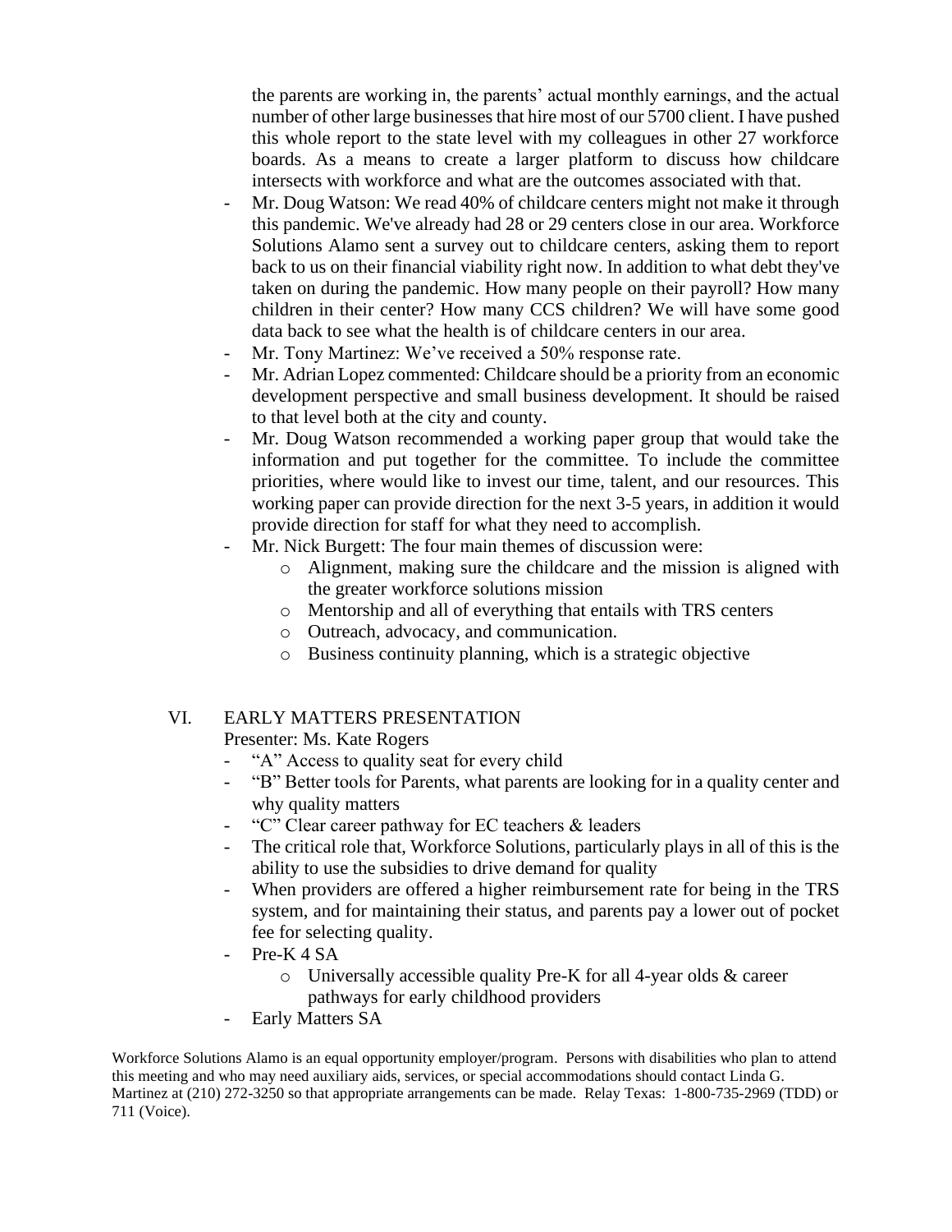the parents are working in, the parents' actual monthly earnings, and the actual number of other large businesses that hire most of our 5700 client. I have pushed this whole report to the state level with my colleagues in other 27 workforce boards. As a means to create a larger platform to discuss how childcare intersects with workforce and what are the outcomes associated with that.

- Mr. Doug Watson: We read 40% of childcare centers might not make it through this pandemic. We've already had 28 or 29 centers close in our area. Workforce Solutions Alamo sent a survey out to childcare centers, asking them to report back to us on their financial viability right now. In addition to what debt they've taken on during the pandemic. How many people on their payroll? How many children in their center? How many CCS children? We will have some good data back to see what the health is of childcare centers in our area.
- Mr. Tony Martinez: We've received a 50% response rate.
- Mr. Adrian Lopez commented: Childcare should be a priority from an economic development perspective and small business development. It should be raised to that level both at the city and county.
- Mr. Doug Watson recommended a working paper group that would take the information and put together for the committee. To include the committee priorities, where would like to invest our time, talent, and our resources. This working paper can provide direction for the next 3-5 years, in addition it would provide direction for staff for what they need to accomplish.
- Mr. Nick Burgett: The four main themes of discussion were:
  - Alignment, making sure the childcare and the mission is aligned with the greater workforce solutions mission
  - Mentorship and all of everything that entails with TRS centers
  - Outreach, advocacy, and communication.
  - Business continuity planning, which is a strategic objective

## VI. EARLY MATTERS PRESENTATION

Presenter: Ms. Kate Rogers

- "A" Access to quality seat for every child
- "B" Better tools for Parents, what parents are looking for in a quality center and why quality matters
- "C" Clear career pathway for EC teachers & leaders
- The critical role that, Workforce Solutions, particularly plays in all of this is the ability to use the subsidies to drive demand for quality
- When providers are offered a higher reimbursement rate for being in the TRS system, and for maintaining their status, and parents pay a lower out of pocket fee for selecting quality.
- Pre-K 4 SA
  - Universally accessible quality Pre-K for all 4-year olds & career pathways for early childhood providers
- Early Matters SA

Workforce Solutions Alamo is an equal opportunity employer/program. Persons with disabilities who plan to attend this meeting and who may need auxiliary aids, services, or special accommodations should contact Linda G. Martinez at (210) 272-3250 so that appropriate arrangements can be made. Relay Texas: 1-800-735-2969 (TDD) or 711 (Voice).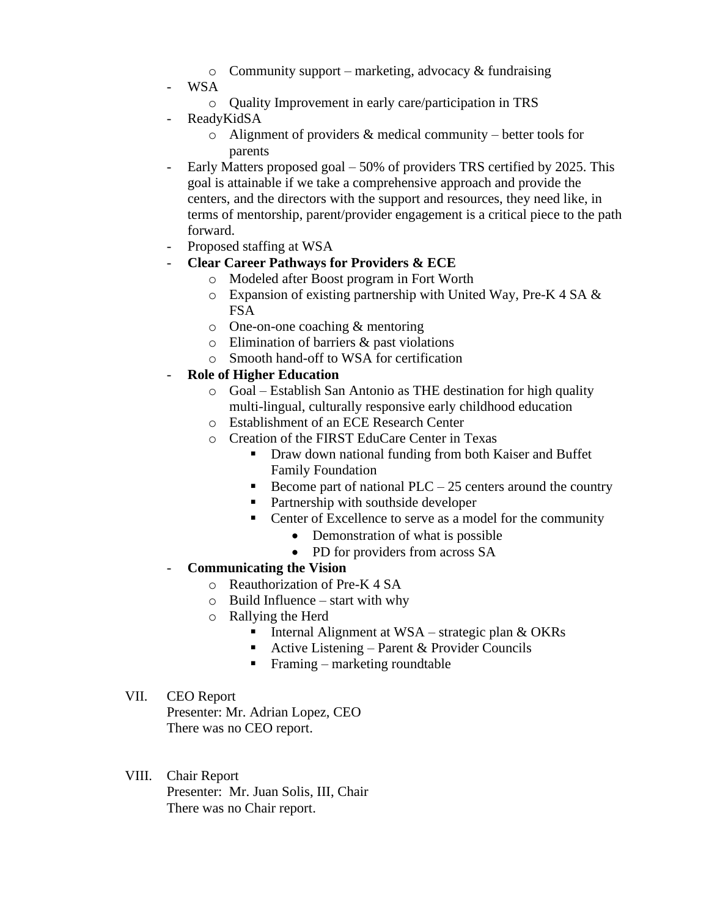- Community support – marketing, advocacy & fundraising
- WSA
    - Quality Improvement in early care/participation in TRS
- ReadyKidSA
    - Alignment of providers & medical community – better tools for parents
- Early Matters proposed goal – 50% of providers TRS certified by 2025. This goal is attainable if we take a comprehensive approach and provide the centers, and the directors with the support and resources, they need like, in terms of mentorship, parent/provider engagement is a critical piece to the path forward.
- Proposed staffing at WSA
- **Clear Career Pathways for Providers & ECE**
    - Modeled after Boost program in Fort Worth
    - Expansion of existing partnership with United Way, Pre-K 4 SA & FSA
    - One-on-one coaching & mentoring
    - Elimination of barriers & past violations
    - Smooth hand-off to WSA for certification
- **Role of Higher Education**
    - Goal – Establish San Antonio as THE destination for high quality multi-lingual, culturally responsive early childhood education
    - Establishment of an ECE Research Center
    - Creation of the FIRST EduCare Center in Texas
        - Draw down national funding from both Kaiser and Buffet Family Foundation
        - Become part of national PLC – 25 centers around the country
        - Partnership with southside developer
        - Center of Excellence to serve as a model for the community
            - Demonstration of what is possible
            - PD for providers from across SA
- **Communicating the Vision**
    - Reauthorization of Pre-K 4 SA
    - Build Influence – start with why
    - Rallying the Herd
        - Internal Alignment at WSA – strategic plan & OKRs
        - Active Listening – Parent & Provider Councils
        - Framing – marketing roundtable

VII. CEO Report
Presenter: Mr. Adrian Lopez, CEO
There was no CEO report.

VIII. Chair Report
Presenter: Mr. Juan Solis, III, Chair
There was no Chair report.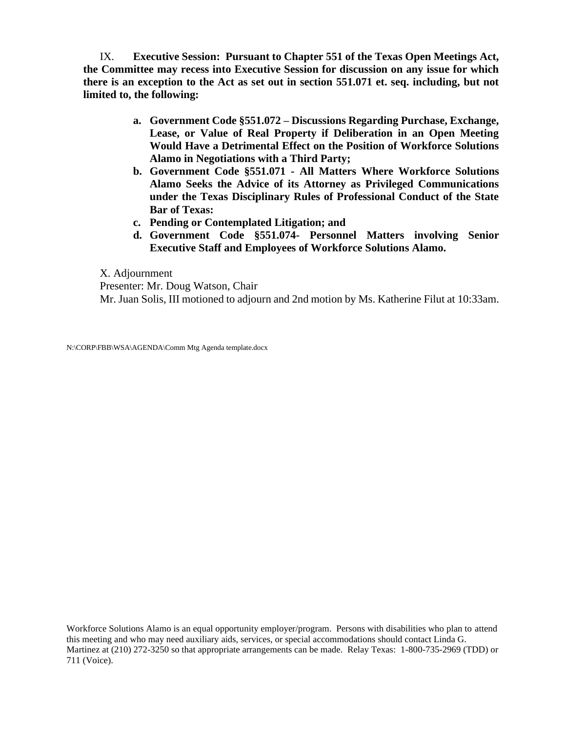IX. **Executive Session: Pursuant to Chapter 551 of the Texas Open Meetings Act, the Committee may recess into Executive Session for discussion on any issue for which there is an exception to the Act as set out in section 551.071 et. seq. including, but not limited to, the following:**

a. **Government Code §551.072 – Discussions Regarding Purchase, Exchange, Lease, or Value of Real Property if Deliberation in an Open Meeting Would Have a Detrimental Effect on the Position of Workforce Solutions Alamo in Negotiations with a Third Party;**
b. **Government Code §551.071 - All Matters Where Workforce Solutions Alamo Seeks the Advice of its Attorney as Privileged Communications under the Texas Disciplinary Rules of Professional Conduct of the State Bar of Texas:**
c. **Pending or Contemplated Litigation; and**
d. **Government Code §551.074- Personnel Matters involving Senior Executive Staff and Employees of Workforce Solutions Alamo.**

X. Adjournment
Presenter: Mr. Doug Watson, Chair
Mr. Juan Solis, III motioned to adjourn and 2nd motion by Ms. Katherine Filut at 10:33am.

N:\CORP\FBB\WSA\AGENDA\Comm Mtg Agenda template.docx

Workforce Solutions Alamo is an equal opportunity employer/program. Persons with disabilities who plan to attend this meeting and who may need auxiliary aids, services, or special accommodations should contact Linda G. Martinez at (210) 272-3250 so that appropriate arrangements can be made. Relay Texas: 1-800-735-2969 (TDD) or 711 (Voice).